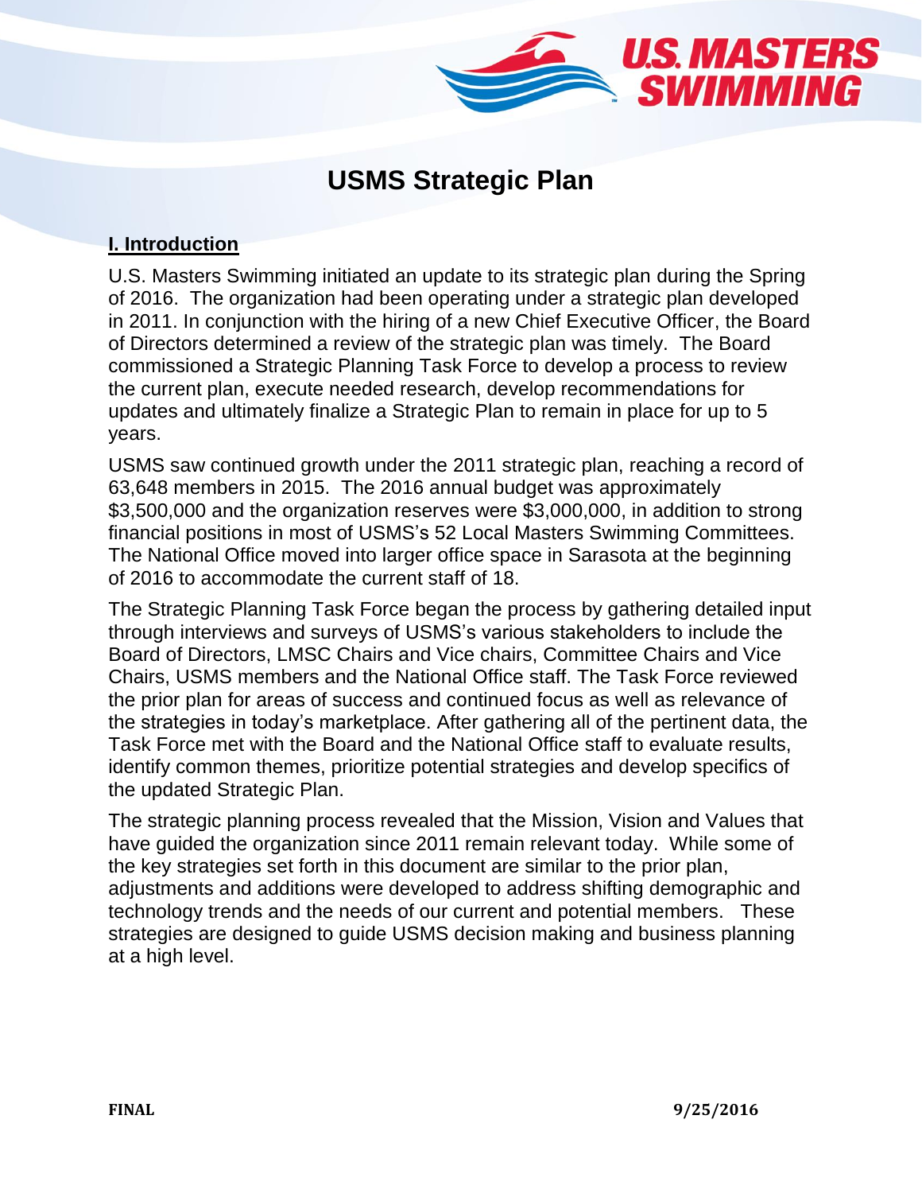# USMS Strategic Plan

## I. Introduction

U.S. Masters Swimming initiated an update to its strategic plan during the Spring of 2016. The organization had been operating under a strategic plan developed in 2011. In conjunction with the hiring of a new Chief Executive Officer, the Board of Directors determined a review of the strategic plan was timely. The Board commissioned a Strategic Planning Task Force to develop a process to review the current plan, execute needed research, develop recommendations for updates and ultimately finalize a Strategic Plan to remain in place for up to 5 years.

USMS saw continued growth under the 2011 strategic plan, reaching a record of 63,648 members in 2015. The 2016 annual budget was approximately $3,500,000 and the organization reserves were $3,000,000, in addition to strong financial positions in most of USMS's 52 Local Masters Swimming Committees. The National Office moved into larger office space in Sarasota at the beginning of 2016 to accommodate the current staff of 18.

The Strategic Planning Task Force began the process by gathering detailed input through interviews and surveys of USMS's various stakeholders to include the Board of Directors, LMSC Chairs and Vice chairs, Committee Chairs and Vice Chairs, USMS members and the National Office staff. The Task Force reviewed the prior plan for areas of success and continued focus as well as relevance of the strategies in today's marketplace. After gathering all of the pertinent data, the Task Force met with the Board and the National Office staff to evaluate results, identify common themes, prioritize potential strategies and develop specifics of the updated Strategic Plan.

The strategic planning process revealed that the Mission, Vision and Values that have guided the organization since 2011 remain relevant today. While some of the key strategies set forth in this document are similar to the prior plan, adjustments and additions were developed to address shifting demographic and technology trends and the needs of our current and potential members. These strategies are designed to guide USMS decision making and business planning at a high level.

**FINAL** **9/25/2016**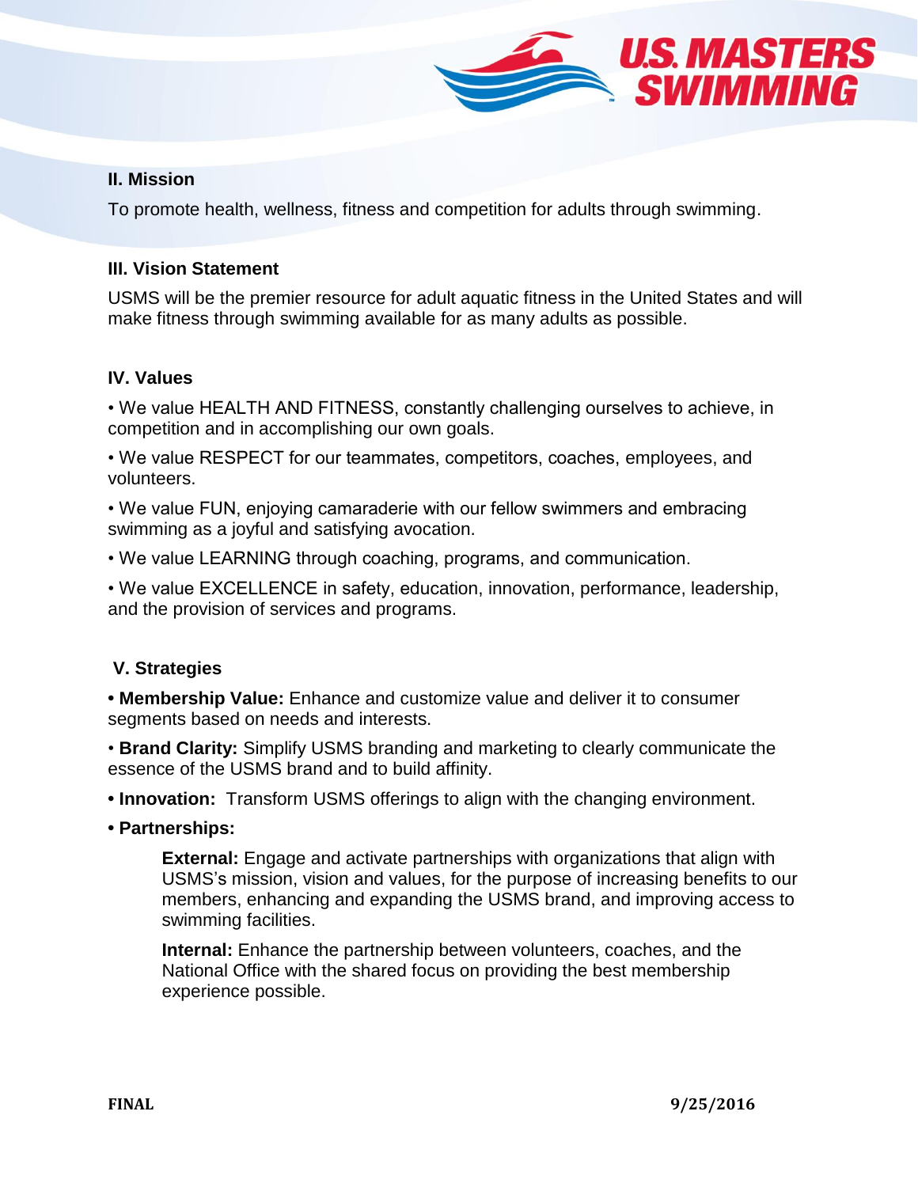## II. Mission

To promote health, wellness, fitness and competition for adults through swimming.

## III. Vision Statement

USMS will be the premier resource for adult aquatic fitness in the United States and will make fitness through swimming available for as many adults as possible.

## IV. Values

- We value HEALTH AND FITNESS, constantly challenging ourselves to achieve, in competition and in accomplishing our own goals.
- We value RESPECT for our teammates, competitors, coaches, employees, and volunteers.
- We value FUN, enjoying camaraderie with our fellow swimmers and embracing swimming as a joyful and satisfying avocation.
- We value LEARNING through coaching, programs, and communication.
- We value EXCELLENCE in safety, education, innovation, performance, leadership, and the provision of services and programs.

## V. Strategies

- **Membership Value:** Enhance and customize value and deliver it to consumer segments based on needs and interests.
- **Brand Clarity:** Simplify USMS branding and marketing to clearly communicate the essence of the USMS brand and to build affinity.
- **Innovation:** Transform USMS offerings to align with the changing environment.
- **Partnerships:**

  **External:** Engage and activate partnerships with organizations that align with USMS's mission, vision and values, for the purpose of increasing benefits to our members, enhancing and expanding the USMS brand, and improving access to swimming facilities.

  **Internal:** Enhance the partnership between volunteers, coaches, and the National Office with the shared focus on providing the best membership experience possible.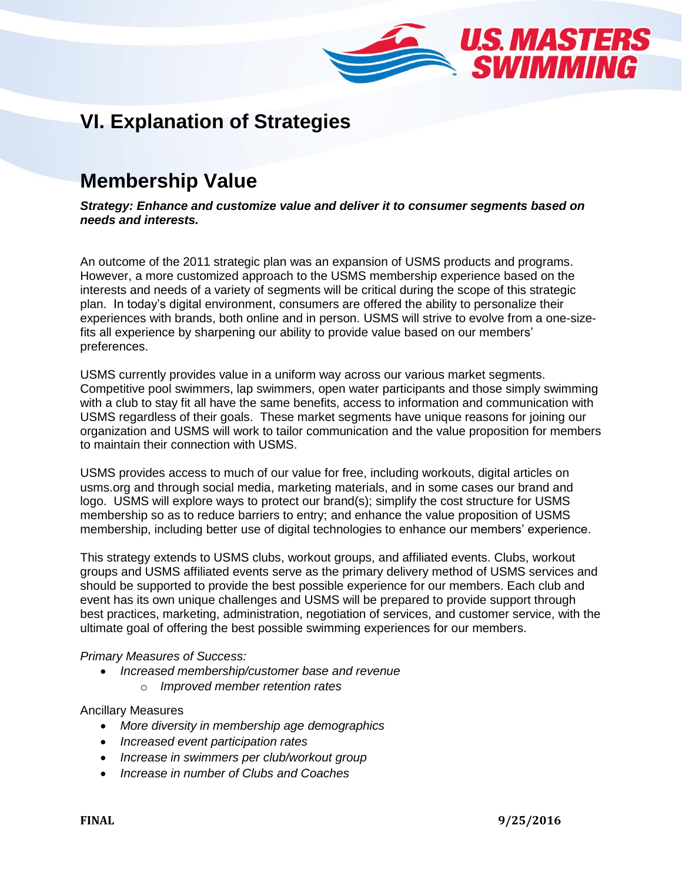# VI. Explanation of Strategies

## Membership Value

***Strategy: Enhance and customize value and deliver it to consumer segments based on needs and interests.***

An outcome of the 2011 strategic plan was an expansion of USMS products and programs. However, a more customized approach to the USMS membership experience based on the interests and needs of a variety of segments will be critical during the scope of this strategic plan. In today's digital environment, consumers are offered the ability to personalize their experiences with brands, both online and in person. USMS will strive to evolve from a one-size-fits all experience by sharpening our ability to provide value based on our members' preferences.

USMS currently provides value in a uniform way across our various market segments. Competitive pool swimmers, lap swimmers, open water participants and those simply swimming with a club to stay fit all have the same benefits, access to information and communication with USMS regardless of their goals. These market segments have unique reasons for joining our organization and USMS will work to tailor communication and the value proposition for members to maintain their connection with USMS.

USMS provides access to much of our value for free, including workouts, digital articles on usms.org and through social media, marketing materials, and in some cases our brand and logo. USMS will explore ways to protect our brand(s); simplify the cost structure for USMS membership so as to reduce barriers to entry; and enhance the value proposition of USMS membership, including better use of digital technologies to enhance our members' experience.

This strategy extends to USMS clubs, workout groups, and affiliated events. Clubs, workout groups and USMS affiliated events serve as the primary delivery method of USMS services and should be supported to provide the best possible experience for our members. Each club and event has its own unique challenges and USMS will be prepared to provide support through best practices, marketing, administration, negotiation of services, and customer service, with the ultimate goal of offering the best possible swimming experiences for our members.

*Primary Measures of Success:*

- *Increased membership/customer base and revenue*
  - *Improved member retention rates*

Ancillary Measures

- *More diversity in membership age demographics*
- *Increased event participation rates*
- *Increase in swimmers per club/workout group*
- *Increase in number of Clubs and Coaches*

**FINAL** **9/25/2016**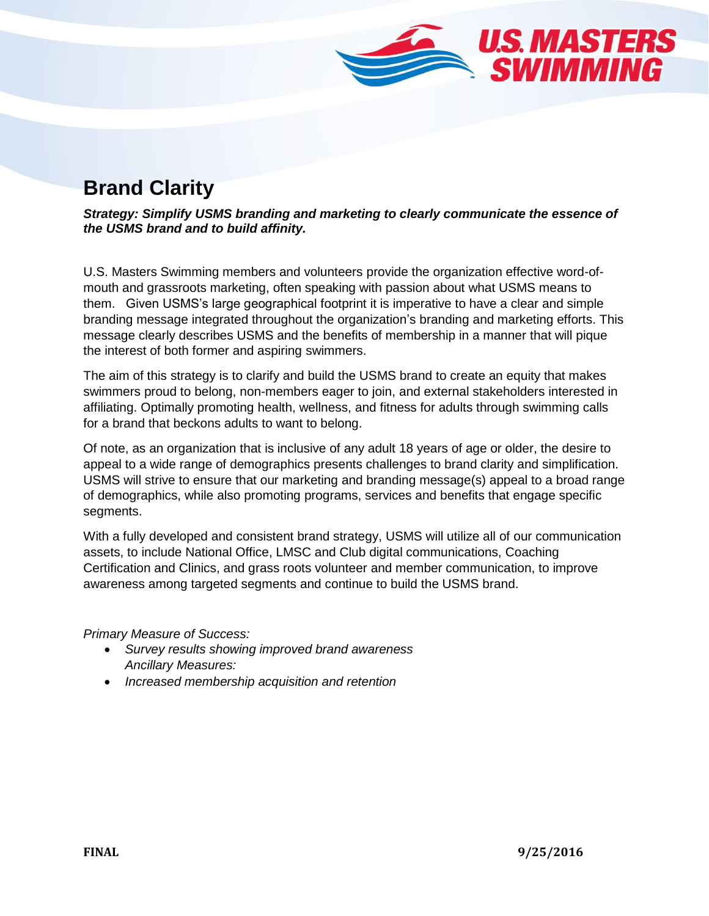# Brand Clarity

***Strategy: Simplify USMS branding and marketing to clearly communicate the essence of the USMS brand and to build affinity.***

U.S. Masters Swimming members and volunteers provide the organization effective word-of-mouth and grassroots marketing, often speaking with passion about what USMS means to them. Given USMS's large geographical footprint it is imperative to have a clear and simple branding message integrated throughout the organization's branding and marketing efforts. This message clearly describes USMS and the benefits of membership in a manner that will pique the interest of both former and aspiring swimmers.

The aim of this strategy is to clarify and build the USMS brand to create an equity that makes swimmers proud to belong, non-members eager to join, and external stakeholders interested in affiliating. Optimally promoting health, wellness, and fitness for adults through swimming calls for a brand that beckons adults to want to belong.

Of note, as an organization that is inclusive of any adult 18 years of age or older, the desire to appeal to a wide range of demographics presents challenges to brand clarity and simplification. USMS will strive to ensure that our marketing and branding message(s) appeal to a broad range of demographics, while also promoting programs, services and benefits that engage specific segments.

With a fully developed and consistent brand strategy, USMS will utilize all of our communication assets, to include National Office, LMSC and Club digital communications, Coaching Certification and Clinics, and grass roots volunteer and member communication, to improve awareness among targeted segments and continue to build the USMS brand.

*Primary Measure of Success:*

- *Survey results showing improved brand awareness*
  *Ancillary Measures:*
- *Increased membership acquisition and retention*

**FINAL** **9/25/2016**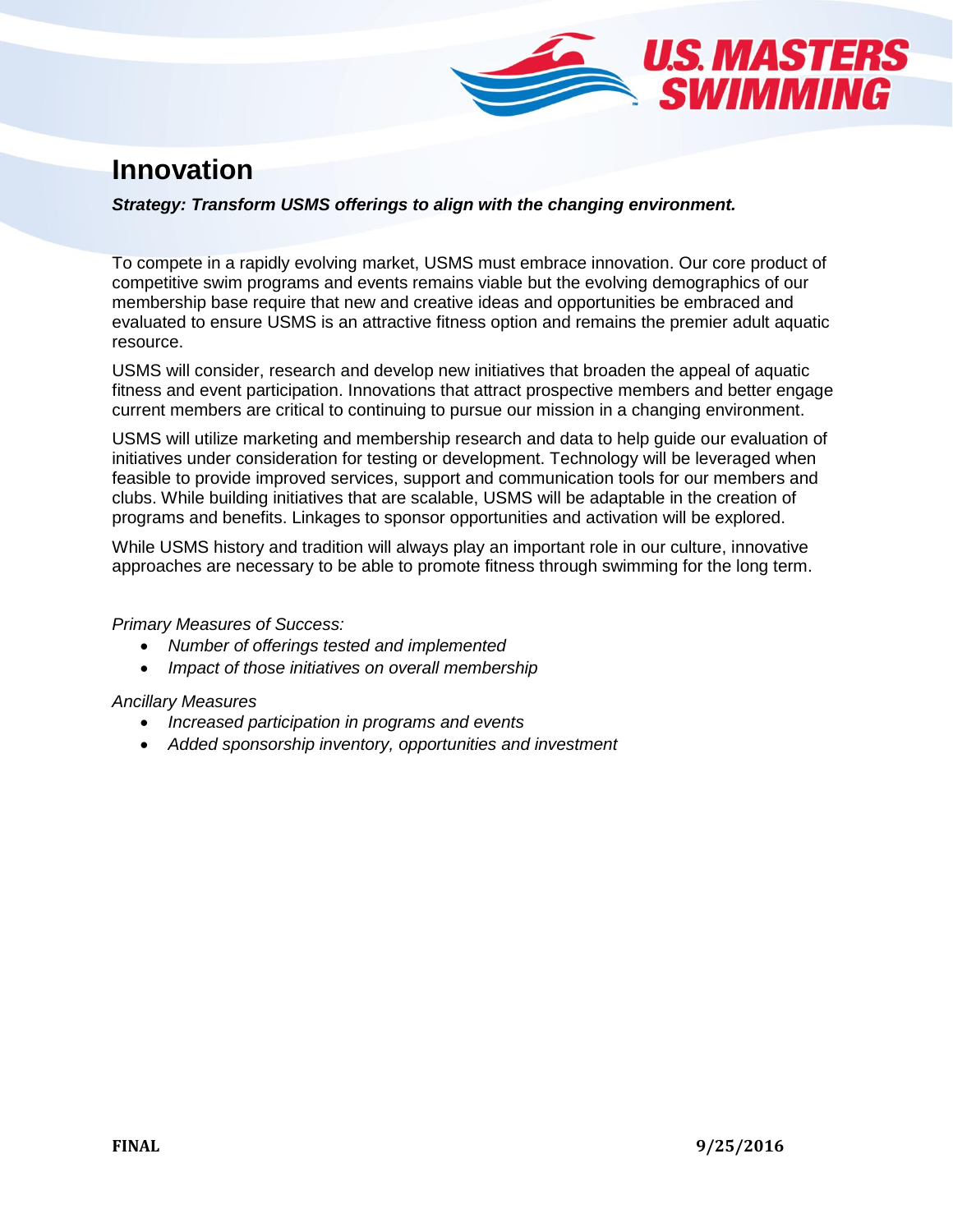# Innovation

***Strategy: Transform USMS offerings to align with the changing environment.***

To compete in a rapidly evolving market, USMS must embrace innovation. Our core product of competitive swim programs and events remains viable but the evolving demographics of our membership base require that new and creative ideas and opportunities be embraced and evaluated to ensure USMS is an attractive fitness option and remains the premier adult aquatic resource.

USMS will consider, research and develop new initiatives that broaden the appeal of aquatic fitness and event participation. Innovations that attract prospective members and better engage current members are critical to continuing to pursue our mission in a changing environment.

USMS will utilize marketing and membership research and data to help guide our evaluation of initiatives under consideration for testing or development. Technology will be leveraged when feasible to provide improved services, support and communication tools for our members and clubs. While building initiatives that are scalable, USMS will be adaptable in the creation of programs and benefits. Linkages to sponsor opportunities and activation will be explored.

While USMS history and tradition will always play an important role in our culture, innovative approaches are necessary to be able to promote fitness through swimming for the long term.

*Primary Measures of Success:*

- *Number of offerings tested and implemented*
- *Impact of those initiatives on overall membership*

*Ancillary Measures*

- *Increased participation in programs and events*
- *Added sponsorship inventory, opportunities and investment*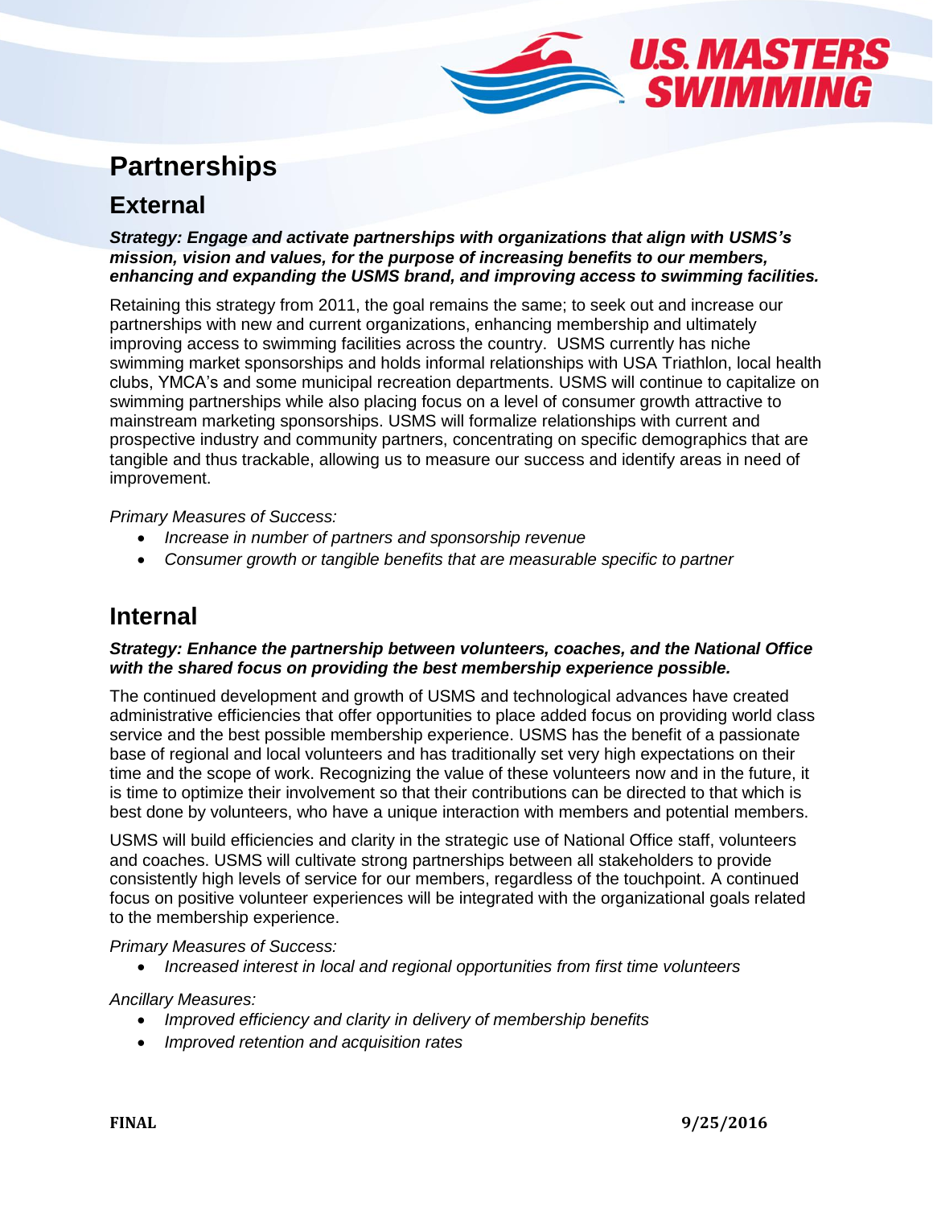# Partnerships

## External

***Strategy: Engage and activate partnerships with organizations that align with USMS's mission, vision and values, for the purpose of increasing benefits to our members, enhancing and expanding the USMS brand, and improving access to swimming facilities.***

Retaining this strategy from 2011, the goal remains the same; to seek out and increase our partnerships with new and current organizations, enhancing membership and ultimately improving access to swimming facilities across the country. USMS currently has niche swimming market sponsorships and holds informal relationships with USA Triathlon, local health clubs, YMCA's and some municipal recreation departments. USMS will continue to capitalize on swimming partnerships while also placing focus on a level of consumer growth attractive to mainstream marketing sponsorships. USMS will formalize relationships with current and prospective industry and community partners, concentrating on specific demographics that are tangible and thus trackable, allowing us to measure our success and identify areas in need of improvement.

*Primary Measures of Success:*

- *Increase in number of partners and sponsorship revenue*
- *Consumer growth or tangible benefits that are measurable specific to partner*

## Internal

***Strategy: Enhance the partnership between volunteers, coaches, and the National Office with the shared focus on providing the best membership experience possible.***

The continued development and growth of USMS and technological advances have created administrative efficiencies that offer opportunities to place added focus on providing world class service and the best possible membership experience. USMS has the benefit of a passionate base of regional and local volunteers and has traditionally set very high expectations on their time and the scope of work. Recognizing the value of these volunteers now and in the future, it is time to optimize their involvement so that their contributions can be directed to that which is best done by volunteers, who have a unique interaction with members and potential members.

USMS will build efficiencies and clarity in the strategic use of National Office staff, volunteers and coaches. USMS will cultivate strong partnerships between all stakeholders to provide consistently high levels of service for our members, regardless of the touchpoint. A continued focus on positive volunteer experiences will be integrated with the organizational goals related to the membership experience.

*Primary Measures of Success:*

- *Increased interest in local and regional opportunities from first time volunteers*

*Ancillary Measures:*

- *Improved efficiency and clarity in delivery of membership benefits*
- *Improved retention and acquisition rates*